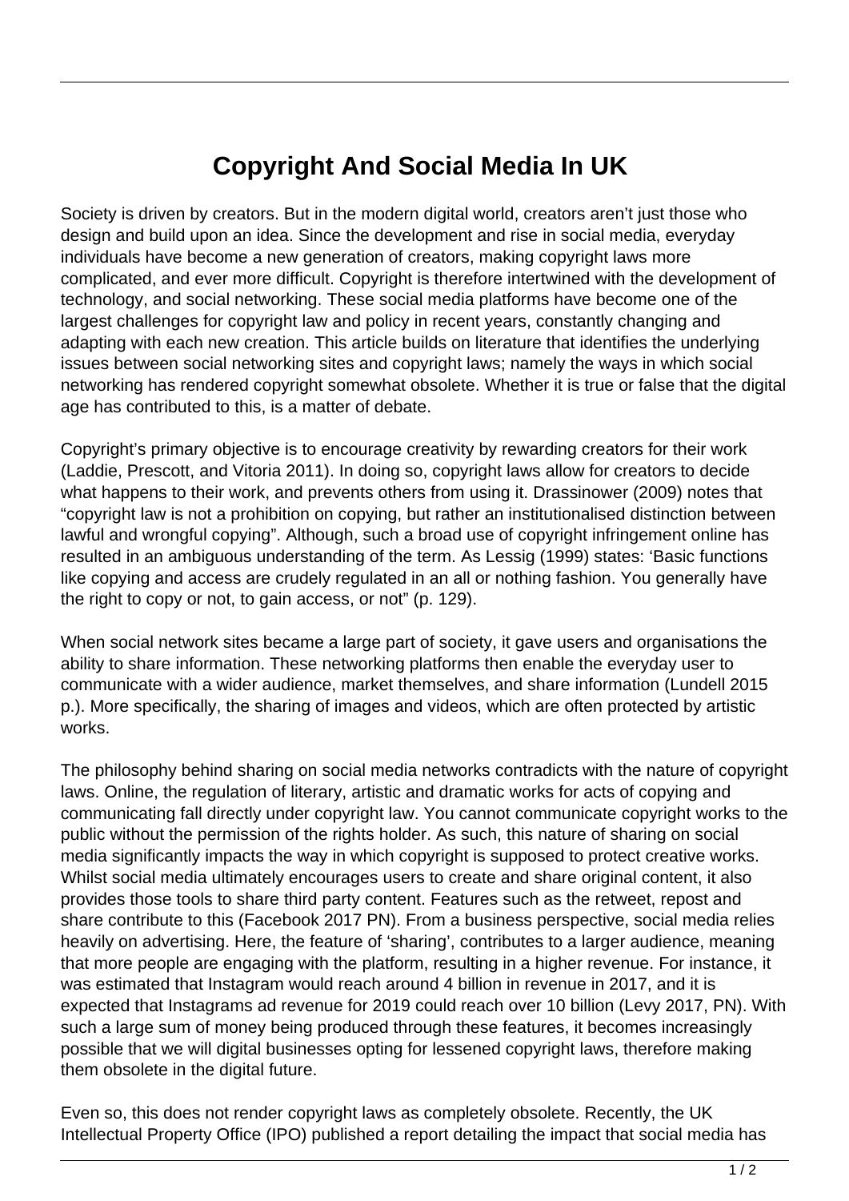# Copyright And Social Media In UK

Society is driven by creators. But in the modern digital world, creators aren't just those who design and build upon an idea. Since the development and rise in social media, everyday individuals have become a new generation of creators, making copyright laws more complicated, and ever more difficult. Copyright is therefore intertwined with the development of technology, and social networking. These social media platforms have become one of the largest challenges for copyright law and policy in recent years, constantly changing and adapting with each new creation. This article builds on literature that identifies the underlying issues between social networking sites and copyright laws; namely the ways in which social networking has rendered copyright somewhat obsolete. Whether it is true or false that the digital age has contributed to this, is a matter of debate.

Copyright's primary objective is to encourage creativity by rewarding creators for their work (Laddie, Prescott, and Vitoria 2011). In doing so, copyright laws allow for creators to decide what happens to their work, and prevents others from using it. Drassinower (2009) notes that "copyright law is not a prohibition on copying, but rather an institutionalised distinction between lawful and wrongful copying". Although, such a broad use of copyright infringement online has resulted in an ambiguous understanding of the term. As Lessig (1999) states: 'Basic functions like copying and access are crudely regulated in an all or nothing fashion. You generally have the right to copy or not, to gain access, or not" (p. 129).

When social network sites became a large part of society, it gave users and organisations the ability to share information. These networking platforms then enable the everyday user to communicate with a wider audience, market themselves, and share information (Lundell 2015 p.). More specifically, the sharing of images and videos, which are often protected by artistic works.

The philosophy behind sharing on social media networks contradicts with the nature of copyright laws. Online, the regulation of literary, artistic and dramatic works for acts of copying and communicating fall directly under copyright law. You cannot communicate copyright works to the public without the permission of the rights holder. As such, this nature of sharing on social media significantly impacts the way in which copyright is supposed to protect creative works. Whilst social media ultimately encourages users to create and share original content, it also provides those tools to share third party content. Features such as the retweet, repost and share contribute to this (Facebook 2017 PN). From a business perspective, social media relies heavily on advertising. Here, the feature of 'sharing', contributes to a larger audience, meaning that more people are engaging with the platform, resulting in a higher revenue. For instance, it was estimated that Instagram would reach around 4 billion in revenue in 2017, and it is expected that Instagrams ad revenue for 2019 could reach over 10 billion (Levy 2017, PN). With such a large sum of money being produced through these features, it becomes increasingly possible that we will digital businesses opting for lessened copyright laws, therefore making them obsolete in the digital future.

Even so, this does not render copyright laws as completely obsolete. Recently, the UK Intellectual Property Office (IPO) published a report detailing the impact that social media has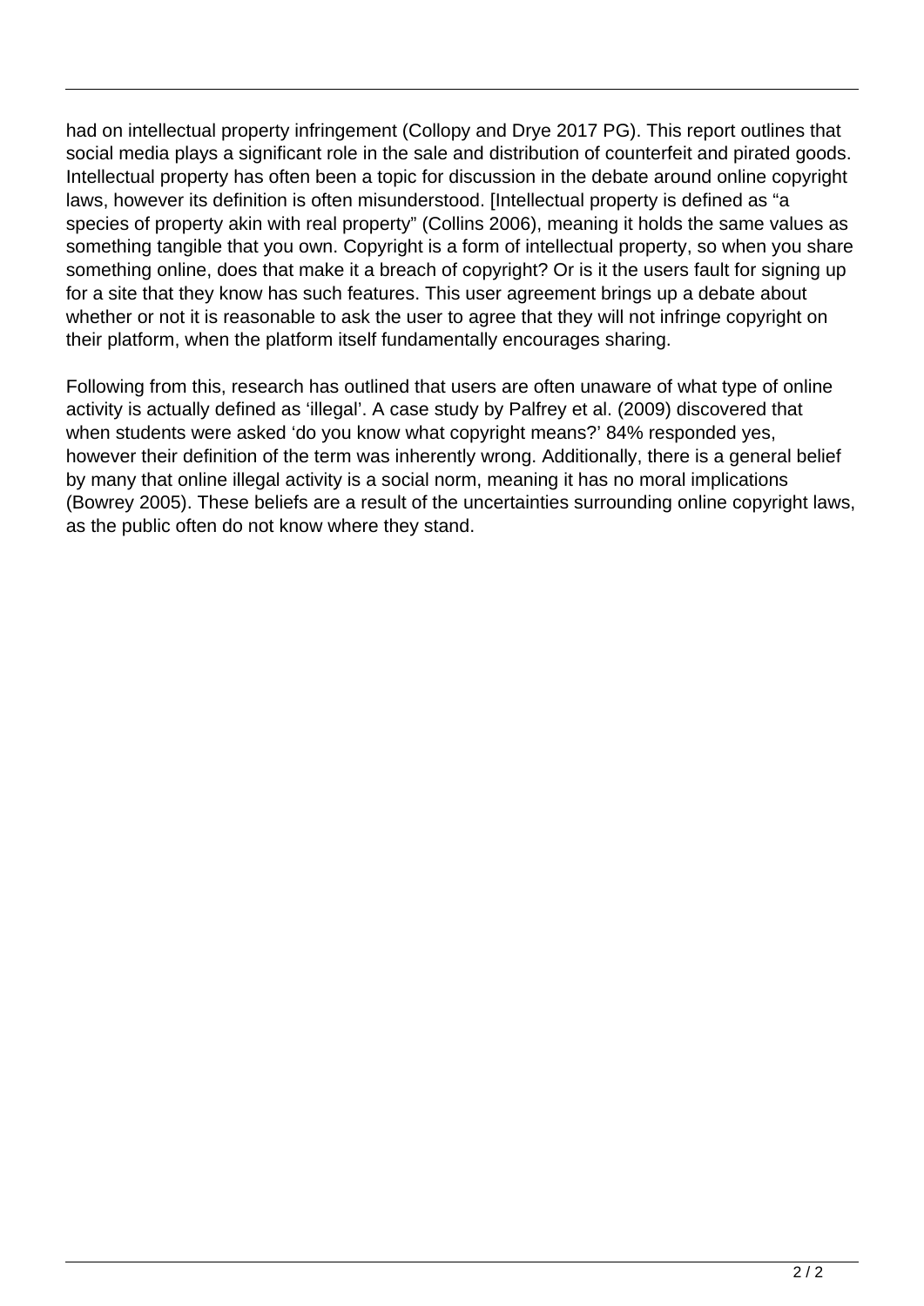had on intellectual property infringement (Collopy and Drye 2017 PG). This report outlines that social media plays a significant role in the sale and distribution of counterfeit and pirated goods. Intellectual property has often been a topic for discussion in the debate around online copyright laws, however its definition is often misunderstood. [Intellectual property is defined as "a species of property akin with real property" (Collins 2006), meaning it holds the same values as something tangible that you own. Copyright is a form of intellectual property, so when you share something online, does that make it a breach of copyright? Or is it the users fault for signing up for a site that they know has such features. This user agreement brings up a debate about whether or not it is reasonable to ask the user to agree that they will not infringe copyright on their platform, when the platform itself fundamentally encourages sharing.

Following from this, research has outlined that users are often unaware of what type of online activity is actually defined as 'illegal'. A case study by Palfrey et al. (2009) discovered that when students were asked 'do you know what copyright means?' 84% responded yes, however their definition of the term was inherently wrong. Additionally, there is a general belief by many that online illegal activity is a social norm, meaning it has no moral implications (Bowrey 2005). These beliefs are a result of the uncertainties surrounding online copyright laws, as the public often do not know where they stand.